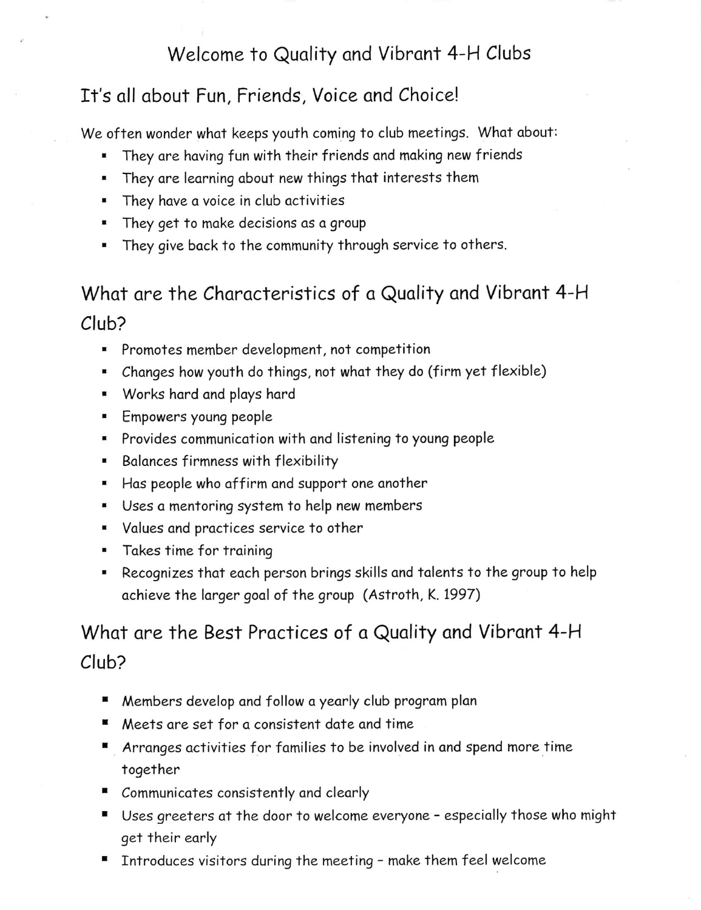# Welcome to Quality and Vibrant 4-H Clubs

## It's all about Fun, Friends, Voice and Choice!

We often wonder what keeps youth coming to club meetings. What about:

- They are having fun with their friends and making new friends
- They are learning about new things that interests them
- They have a voice in club activities
- They get to make decisions as a group
- They give back to the community through service to others.

## What are the Characteristics of a Quality and Vibrant 4-H Club?

- Promotes member development, not competition
- Changes how youth do things, not what they do (firm yet flexible)
- Works hard and plays hard
- Empowers young people
- Provides communication with and listening to young people
- Balances firmness with flexibility
- Has people who affirm and support one another
- Uses a mentoring system to help new members
- Values and practices service to other
- Takes time for training
- Recognizes that each person brings skills and talents to the group to help achieve the larger goal of the group (Astroth, K. 1997)

## What are the Best Practices of a Quality and Vibrant 4-H Club?

- Members develop and follow a yearly club program plan
- Meets are set for a consistent date and time
- Arranges activities for families to be involved in and spend more time together
- Communicates consistently and clearly
- Uses greeters at the door to welcome everyone – especially those who might get their early
- Introduces visitors during the meeting – make them feel welcome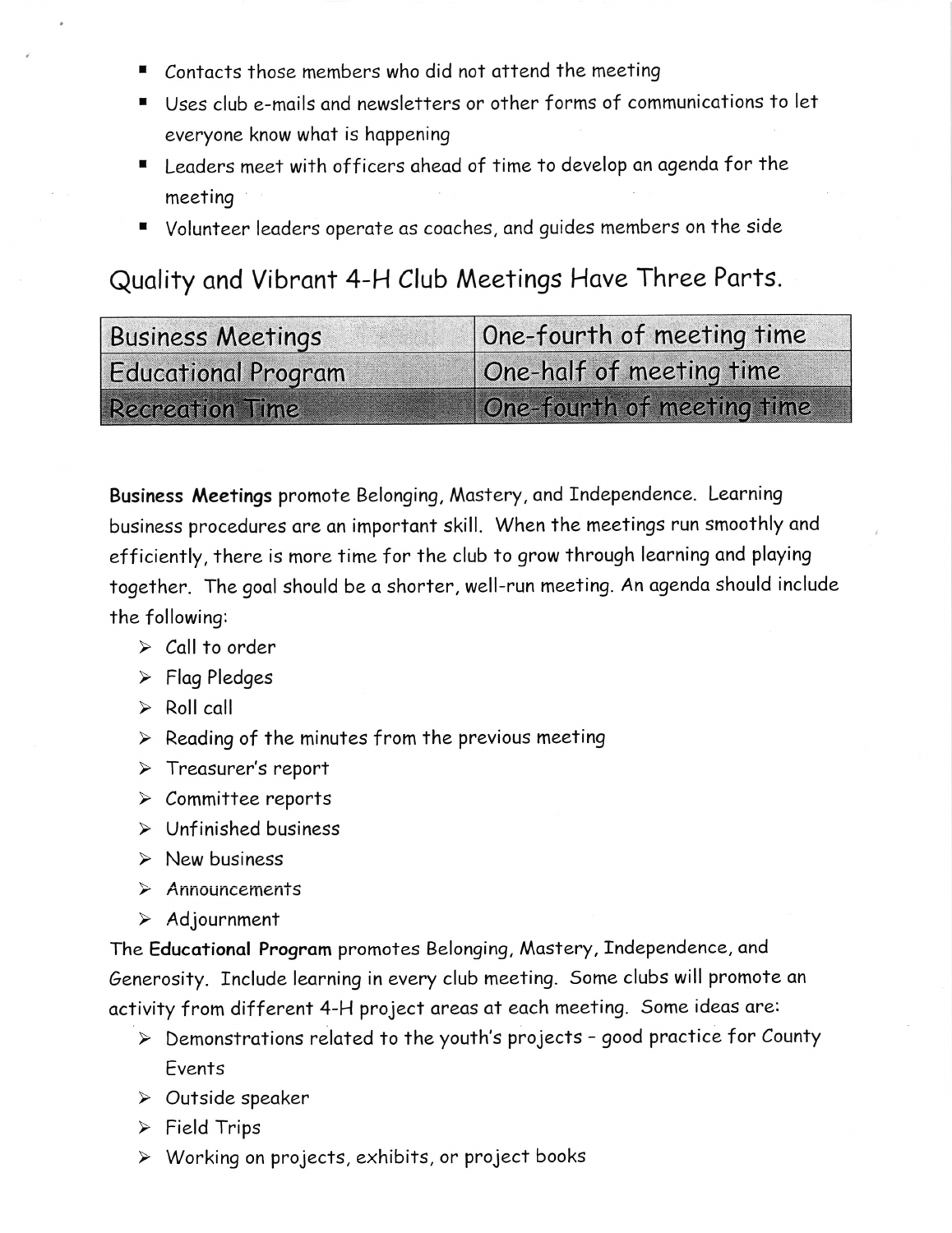- Contacts those members who did not attend the meeting
- Uses club e-mails and newsletters or other forms of communications to let everyone know what is happening
- Leaders meet with officers ahead of time to develop an agenda for the meeting
- Volunteer leaders operate as coaches, and guides members on the side

## Quality and Vibrant 4-H Club Meetings Have Three Parts.

| | |
|---|---|
| Business Meetings | One-fourth of meeting time |
| Educational Program | One-half of meeting time |
| Recreation Time | One-fourth of meeting time |

**Business Meetings** promote Belonging, Mastery, and Independence. Learning business procedures are an important skill. When the meetings run smoothly and efficiently, there is more time for the club to grow through learning and playing together. The goal should be a shorter, well-run meeting. An agenda should include the following:

- Call to order
- Flag Pledges
- Roll call
- Reading of the minutes from the previous meeting
- Treasurer's report
- Committee reports
- Unfinished business
- New business
- Announcements
- Adjournment

The **Educational Program** promotes Belonging, Mastery, Independence, and Generosity. Include learning in every club meeting. Some clubs will promote an activity from different 4-H project areas at each meeting. Some ideas are:

- Demonstrations related to the youth's projects - good practice for County Events
- Outside speaker
- Field Trips
- Working on projects, exhibits, or project books